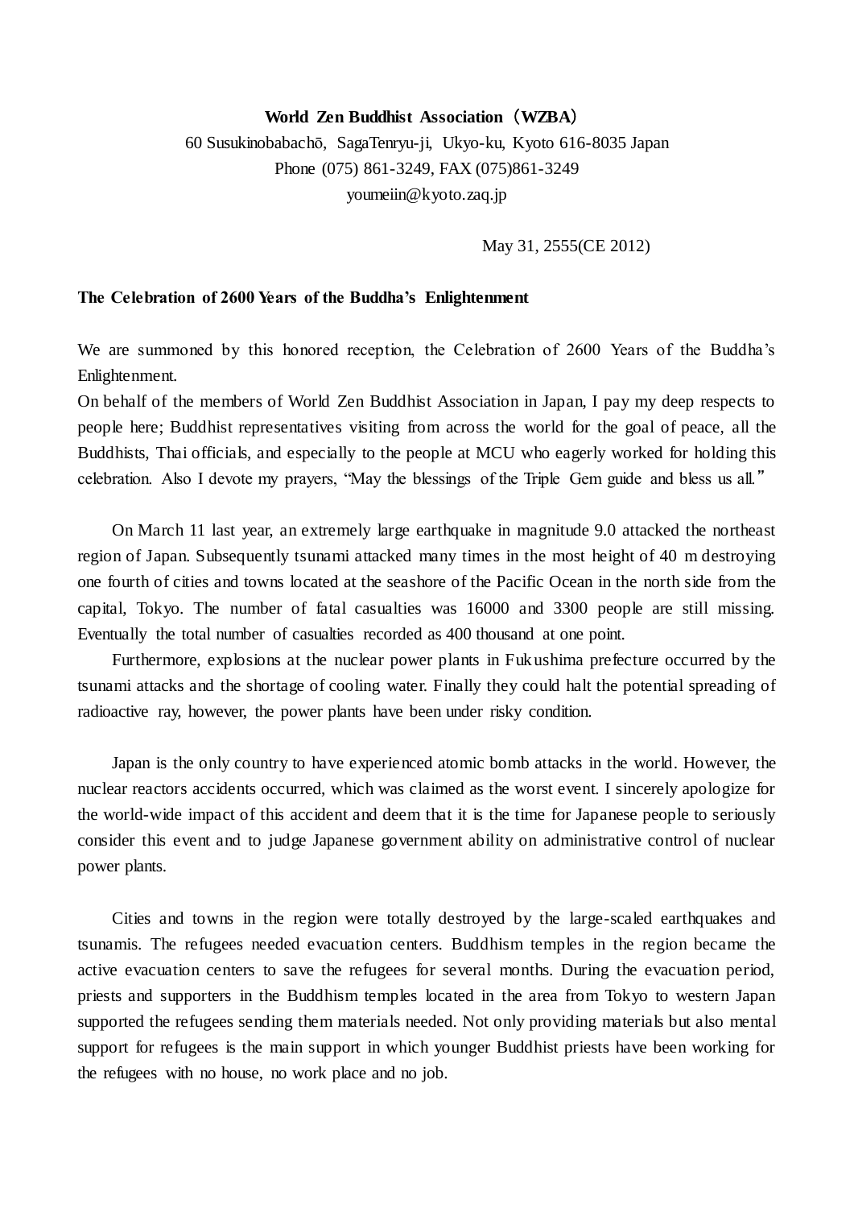**World Zen Buddhist Association（WZBA）**

60 Susukinobabachō, SagaTenryu-ji, Ukyo-ku, Kyoto 616-8035 Japan
Phone (075) 861-3249, FAX (075)861-3249
youmeiin@kyoto.zaq.jp

May 31, 2555(CE 2012)

**The Celebration of 2600 Years of the Buddha's Enlightenment**

We are summoned by this honored reception, the Celebration of 2600 Years of the Buddha's Enlightenment.
On behalf of the members of World Zen Buddhist Association in Japan, I pay my deep respects to people here; Buddhist representatives visiting from across the world for the goal of peace, all the Buddhists, Thai officials, and especially to the people at MCU who eagerly worked for holding this celebration. Also I devote my prayers, "May the blessings of the Triple Gem guide and bless us all."

On March 11 last year, an extremely large earthquake in magnitude 9.0 attacked the northeast region of Japan. Subsequently tsunami attacked many times in the most height of 40 m destroying one fourth of cities and towns located at the seashore of the Pacific Ocean in the north side from the capital, Tokyo. The number of fatal casualties was 16000 and 3300 people are still missing. Eventually the total number of casualties recorded as 400 thousand at one point.

Furthermore, explosions at the nuclear power plants in Fukushima prefecture occurred by the tsunami attacks and the shortage of cooling water. Finally they could halt the potential spreading of radioactive ray, however, the power plants have been under risky condition.

Japan is the only country to have experienced atomic bomb attacks in the world. However, the nuclear reactors accidents occurred, which was claimed as the worst event. I sincerely apologize for the world-wide impact of this accident and deem that it is the time for Japanese people to seriously consider this event and to judge Japanese government ability on administrative control of nuclear power plants.

Cities and towns in the region were totally destroyed by the large-scaled earthquakes and tsunamis. The refugees needed evacuation centers. Buddhism temples in the region became the active evacuation centers to save the refugees for several months. During the evacuation period, priests and supporters in the Buddhism temples located in the area from Tokyo to western Japan supported the refugees sending them materials needed. Not only providing materials but also mental support for refugees is the main support in which younger Buddhist priests have been working for the refugees with no house, no work place and no job.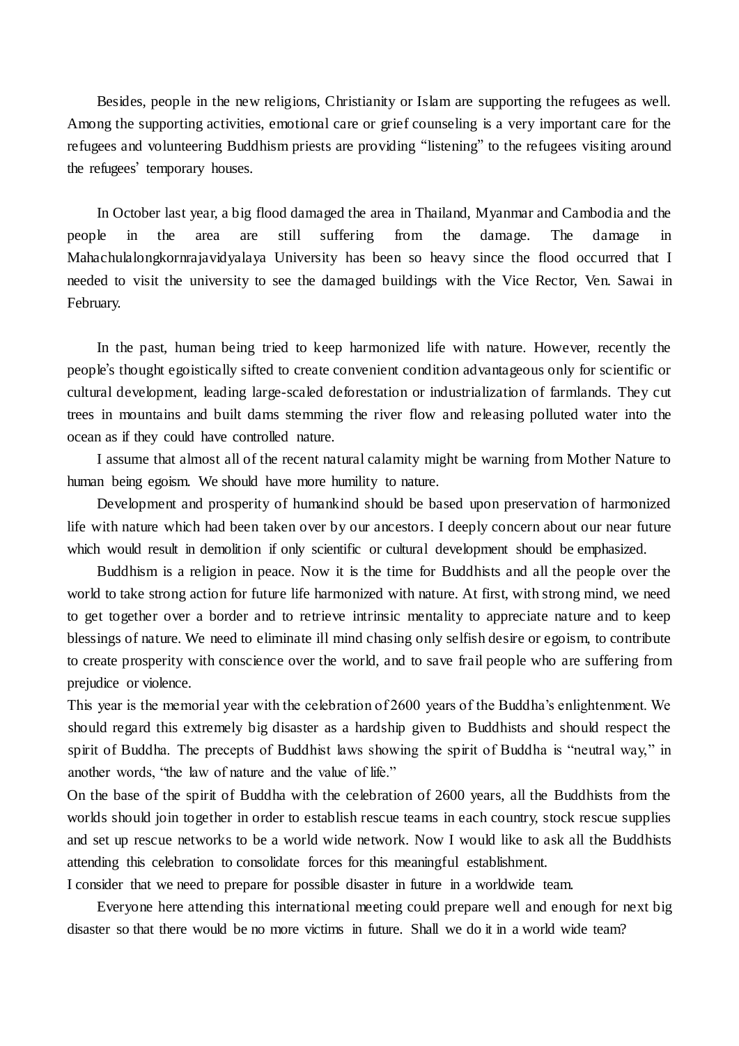Besides, people in the new religions, Christianity or Islam are supporting the refugees as well. Among the supporting activities, emotional care or grief counseling is a very important care for the refugees and volunteering Buddhism priests are providing "listening" to the refugees visiting around the refugees' temporary houses.

In October last year, a big flood damaged the area in Thailand, Myanmar and Cambodia and the people in the area are still suffering from the damage. The damage in Mahachulalongkornrajavidyalaya University has been so heavy since the flood occurred that I needed to visit the university to see the damaged buildings with the Vice Rector, Ven. Sawai in February.

In the past, human being tried to keep harmonized life with nature. However, recently the people's thought egoistically sifted to create convenient condition advantageous only for scientific or cultural development, leading large-scaled deforestation or industrialization of farmlands. They cut trees in mountains and built dams stemming the river flow and releasing polluted water into the ocean as if they could have controlled nature.

I assume that almost all of the recent natural calamity might be warning from Mother Nature to human being egoism. We should have more humility to nature.

Development and prosperity of humankind should be based upon preservation of harmonized life with nature which had been taken over by our ancestors. I deeply concern about our near future which would result in demolition if only scientific or cultural development should be emphasized.

Buddhism is a religion in peace. Now it is the time for Buddhists and all the people over the world to take strong action for future life harmonized with nature. At first, with strong mind, we need to get together over a border and to retrieve intrinsic mentality to appreciate nature and to keep blessings of nature. We need to eliminate ill mind chasing only selfish desire or egoism, to contribute to create prosperity with conscience over the world, and to save frail people who are suffering from prejudice or violence.

This year is the memorial year with the celebration of 2600 years of the Buddha's enlightenment. We should regard this extremely big disaster as a hardship given to Buddhists and should respect the spirit of Buddha. The precepts of Buddhist laws showing the spirit of Buddha is "neutral way," in another words, "the law of nature and the value of life."

On the base of the spirit of Buddha with the celebration of 2600 years, all the Buddhists from the worlds should join together in order to establish rescue teams in each country, stock rescue supplies and set up rescue networks to be a world wide network. Now I would like to ask all the Buddhists attending this celebration to consolidate forces for this meaningful establishment.

I consider that we need to prepare for possible disaster in future in a worldwide team.

Everyone here attending this international meeting could prepare well and enough for next big disaster so that there would be no more victims in future. Shall we do it in a world wide team?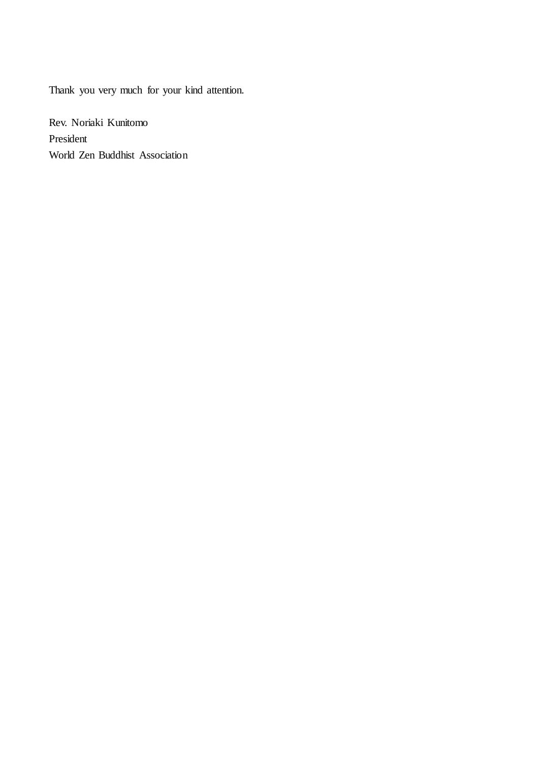Thank you very much for your kind attention.

Rev. Noriaki Kunitomo
President
World Zen Buddhist Association